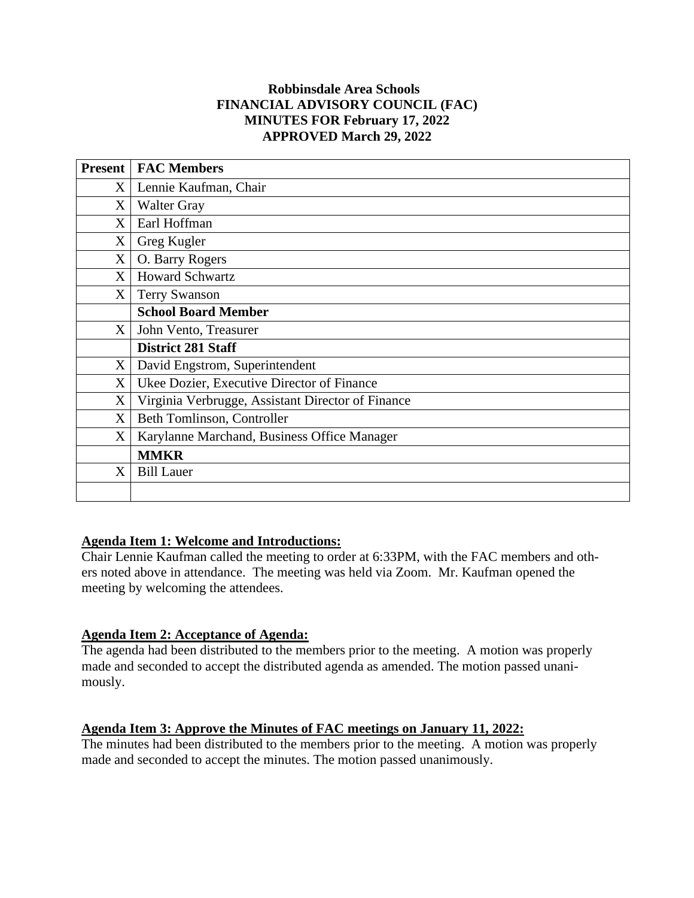**Robbinsdale Area Schools**
**FINANCIAL ADVISORY COUNCIL (FAC)**
**MINUTES FOR February 17, 2022**
**APPROVED March 29, 2022**

| Present | FAC Members |
|---|---|
| X | Lennie Kaufman, Chair |
| X | Walter Gray |
| X | Earl Hoffman |
| X | Greg Kugler |
| X | O. Barry Rogers |
| X | Howard Schwartz |
| X | Terry Swanson |
| | **School Board Member** |
| X | John Vento, Treasurer |
| | **District 281 Staff** |
| X | David Engstrom, Superintendent |
| X | Ukee Dozier, Executive Director of Finance |
| X | Virginia Verbrugge, Assistant Director of Finance |
| X | Beth Tomlinson, Controller |
| X | Karylanne Marchand, Business Office Manager |
| | **MMKR** |
| X | Bill Lauer |
| | |

**Agenda Item 1: Welcome and Introductions:**

Chair Lennie Kaufman called the meeting to order at 6:33PM, with the FAC members and others noted above in attendance. The meeting was held via Zoom. Mr. Kaufman opened the meeting by welcoming the attendees.

**Agenda Item 2: Acceptance of Agenda:**

The agenda had been distributed to the members prior to the meeting. A motion was properly made and seconded to accept the distributed agenda as amended. The motion passed unanimously.

**Agenda Item 3: Approve the Minutes of FAC meetings on January 11, 2022:**

The minutes had been distributed to the members prior to the meeting. A motion was properly made and seconded to accept the minutes. The motion passed unanimously.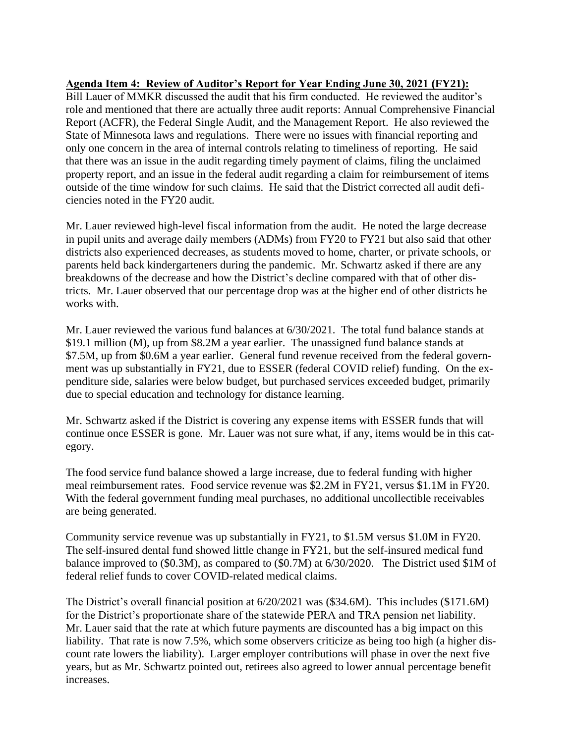**Agenda Item 4: Review of Auditor's Report for Year Ending June 30, 2021 (FY21):**
Bill Lauer of MMKR discussed the audit that his firm conducted. He reviewed the auditor's role and mentioned that there are actually three audit reports: Annual Comprehensive Financial Report (ACFR), the Federal Single Audit, and the Management Report. He also reviewed the State of Minnesota laws and regulations. There were no issues with financial reporting and only one concern in the area of internal controls relating to timeliness of reporting. He said that there was an issue in the audit regarding timely payment of claims, filing the unclaimed property report, and an issue in the federal audit regarding a claim for reimbursement of items outside of the time window for such claims. He said that the District corrected all audit deficiencies noted in the FY20 audit.

Mr. Lauer reviewed high-level fiscal information from the audit. He noted the large decrease in pupil units and average daily members (ADMs) from FY20 to FY21 but also said that other districts also experienced decreases, as students moved to home, charter, or private schools, or parents held back kindergarteners during the pandemic. Mr. Schwartz asked if there are any breakdowns of the decrease and how the District's decline compared with that of other districts. Mr. Lauer observed that our percentage drop was at the higher end of other districts he works with.

Mr. Lauer reviewed the various fund balances at 6/30/2021. The total fund balance stands at $19.1 million (M), up from $8.2M a year earlier. The unassigned fund balance stands at $7.5M, up from $0.6M a year earlier. General fund revenue received from the federal government was up substantially in FY21, due to ESSER (federal COVID relief) funding. On the expenditure side, salaries were below budget, but purchased services exceeded budget, primarily due to special education and technology for distance learning.

Mr. Schwartz asked if the District is covering any expense items with ESSER funds that will continue once ESSER is gone. Mr. Lauer was not sure what, if any, items would be in this category.

The food service fund balance showed a large increase, due to federal funding with higher meal reimbursement rates. Food service revenue was $2.2M in FY21, versus $1.1M in FY20. With the federal government funding meal purchases, no additional uncollectible receivables are being generated.

Community service revenue was up substantially in FY21, to $1.5M versus $1.0M in FY20. The self-insured dental fund showed little change in FY21, but the self-insured medical fund balance improved to ($0.3M), as compared to ($0.7M) at 6/30/2020. The District used $1M of federal relief funds to cover COVID-related medical claims.

The District's overall financial position at 6/20/2021 was ($34.6M). This includes ($171.6M) for the District's proportionate share of the statewide PERA and TRA pension net liability. Mr. Lauer said that the rate at which future payments are discounted has a big impact on this liability. That rate is now 7.5%, which some observers criticize as being too high (a higher discount rate lowers the liability). Larger employer contributions will phase in over the next five years, but as Mr. Schwartz pointed out, retirees also agreed to lower annual percentage benefit increases.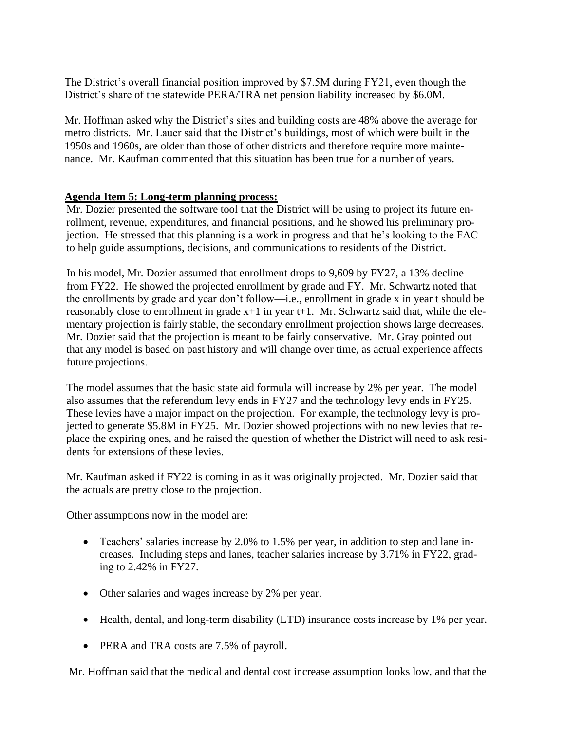The District's overall financial position improved by \$7.5M during FY21, even though the District's share of the statewide PERA/TRA net pension liability increased by \$6.0M.

Mr. Hoffman asked why the District's sites and building costs are 48% above the average for metro districts. Mr. Lauer said that the District's buildings, most of which were built in the 1950s and 1960s, are older than those of other districts and therefore require more maintenance. Mr. Kaufman commented that this situation has been true for a number of years.

**Agenda Item 5: Long-term planning process:**

Mr. Dozier presented the software tool that the District will be using to project its future enrollment, revenue, expenditures, and financial positions, and he showed his preliminary projection. He stressed that this planning is a work in progress and that he's looking to the FAC to help guide assumptions, decisions, and communications to residents of the District.

In his model, Mr. Dozier assumed that enrollment drops to 9,609 by FY27, a 13% decline from FY22. He showed the projected enrollment by grade and FY. Mr. Schwartz noted that the enrollments by grade and year don't follow—i.e., enrollment in grade x in year t should be reasonably close to enrollment in grade x+1 in year t+1. Mr. Schwartz said that, while the elementary projection is fairly stable, the secondary enrollment projection shows large decreases. Mr. Dozier said that the projection is meant to be fairly conservative. Mr. Gray pointed out that any model is based on past history and will change over time, as actual experience affects future projections.

The model assumes that the basic state aid formula will increase by 2% per year. The model also assumes that the referendum levy ends in FY27 and the technology levy ends in FY25. These levies have a major impact on the projection. For example, the technology levy is projected to generate \$5.8M in FY25. Mr. Dozier showed projections with no new levies that replace the expiring ones, and he raised the question of whether the District will need to ask residents for extensions of these levies.

Mr. Kaufman asked if FY22 is coming in as it was originally projected. Mr. Dozier said that the actuals are pretty close to the projection.

Other assumptions now in the model are:

- Teachers' salaries increase by 2.0% to 1.5% per year, in addition to step and lane increases. Including steps and lanes, teacher salaries increase by 3.71% in FY22, grading to 2.42% in FY27.
- Other salaries and wages increase by 2% per year.
- Health, dental, and long-term disability (LTD) insurance costs increase by 1% per year.
- PERA and TRA costs are 7.5% of payroll.

Mr. Hoffman said that the medical and dental cost increase assumption looks low, and that the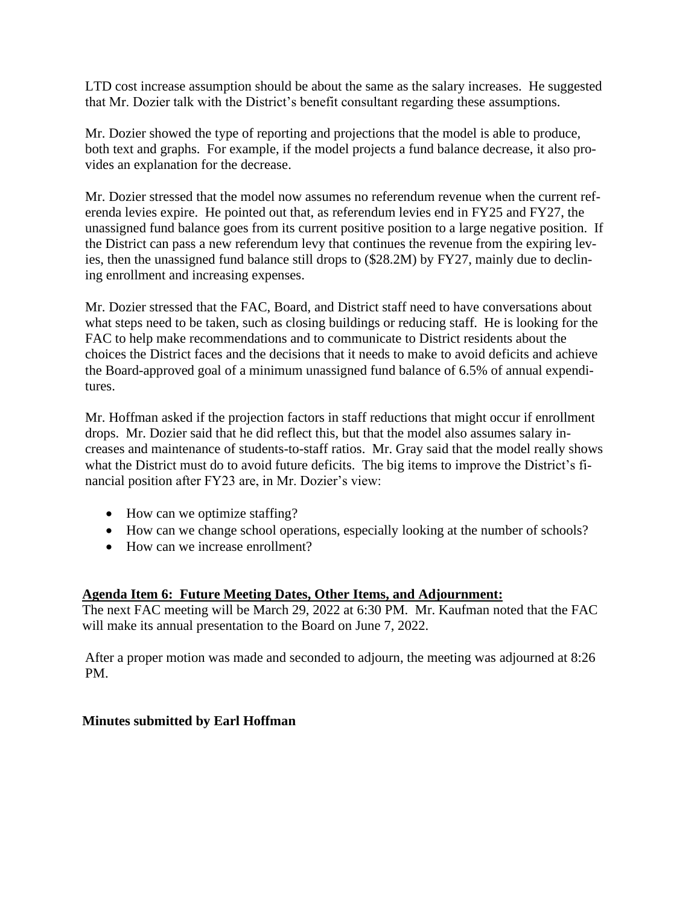LTD cost increase assumption should be about the same as the salary increases. He suggested that Mr. Dozier talk with the District's benefit consultant regarding these assumptions.

Mr. Dozier showed the type of reporting and projections that the model is able to produce, both text and graphs. For example, if the model projects a fund balance decrease, it also provides an explanation for the decrease.

Mr. Dozier stressed that the model now assumes no referendum revenue when the current referenda levies expire. He pointed out that, as referendum levies end in FY25 and FY27, the unassigned fund balance goes from its current positive position to a large negative position. If the District can pass a new referendum levy that continues the revenue from the expiring levies, then the unassigned fund balance still drops to ($28.2M) by FY27, mainly due to declining enrollment and increasing expenses.

Mr. Dozier stressed that the FAC, Board, and District staff need to have conversations about what steps need to be taken, such as closing buildings or reducing staff. He is looking for the FAC to help make recommendations and to communicate to District residents about the choices the District faces and the decisions that it needs to make to avoid deficits and achieve the Board-approved goal of a minimum unassigned fund balance of 6.5% of annual expenditures.

Mr. Hoffman asked if the projection factors in staff reductions that might occur if enrollment drops. Mr. Dozier said that he did reflect this, but that the model also assumes salary increases and maintenance of students-to-staff ratios. Mr. Gray said that the model really shows what the District must do to avoid future deficits. The big items to improve the District's financial position after FY23 are, in Mr. Dozier's view:

- How can we optimize staffing?
- How can we change school operations, especially looking at the number of schools?
- How can we increase enrollment?

**Agenda Item 6: Future Meeting Dates, Other Items, and Adjournment:**

The next FAC meeting will be March 29, 2022 at 6:30 PM. Mr. Kaufman noted that the FAC will make its annual presentation to the Board on June 7, 2022.

After a proper motion was made and seconded to adjourn, the meeting was adjourned at 8:26 PM.

**Minutes submitted by Earl Hoffman**